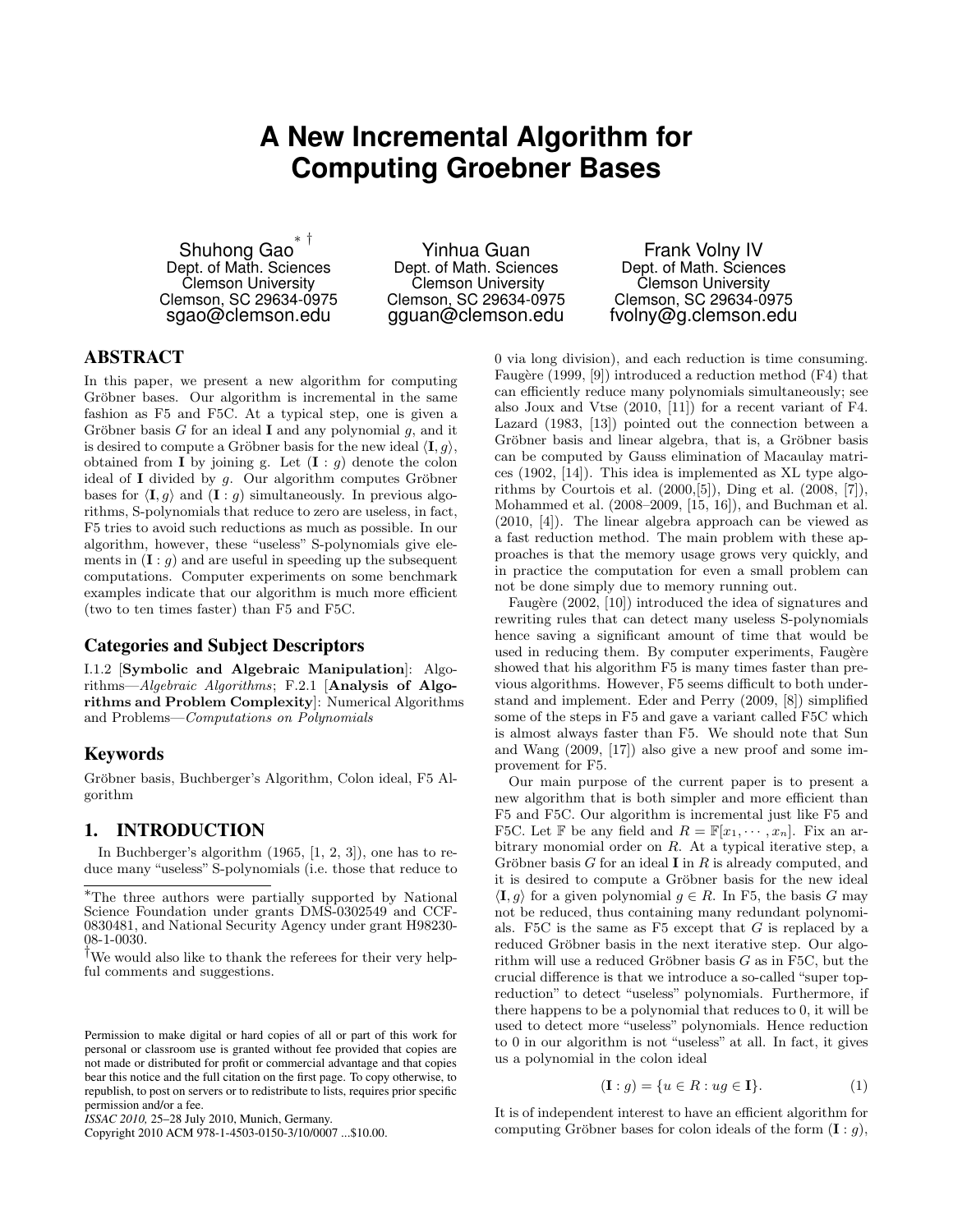# A New Incremental Algorithm for Computing Groebner Bases

Shuhong Gao[*] [†]
Dept. of Math. Sciences
Clemson University
Clemson, SC 29634-0975
sgao@clemson.edu

Yinhua Guan
Dept. of Math. Sciences
Clemson University
Clemson, SC 29634-0975
gguan@clemson.edu

Frank Volny IV
Dept. of Math. Sciences
Clemson University
Clemson, SC 29634-0975
fvolny@g.clemson.edu

## ABSTRACT

In this paper, we present a new algorithm for computing Gröbner bases. Our algorithm is incremental in the same fashion as F5 and F5C. At a typical step, one is given a Gröbner basis $G$ for an ideal $\mathbf{I}$ and any polynomial $g$, and it is desired to compute a Gröbner basis for the new ideal $\langle \mathbf{I}, g \rangle$, obtained from $\mathbf{I}$ by joining g. Let $(\mathbf{I} : g)$ denote the colon ideal of $\mathbf{I}$ divided by $g$. Our algorithm computes Gröbner bases for $\langle \mathbf{I}, g \rangle$ and $(\mathbf{I} : g)$ simultaneously. In previous algorithms, S-polynomials that reduce to zero are useless, in fact, F5 tries to avoid such reductions as much as possible. In our algorithm, however, these "useless" S-polynomials give elements in $(\mathbf{I} : g)$ and are useful in speeding up the subsequent computations. Computer experiments on some benchmark examples indicate that our algorithm is much more efficient (two to ten times faster) than F5 and F5C.

## Categories and Subject Descriptors

I.1.2 [**Symbolic and Algebraic Manipulation**]: Algorithms—*Algebraic Algorithms*; F.2.1 [**Analysis of Algorithms and Problem Complexity**]: Numerical Algorithms and Problems—*Computations on Polynomials*

## Keywords

Gröbner basis, Buchberger's Algorithm, Colon ideal, F5 Algorithm

## 1. INTRODUCTION

In Buchberger's algorithm (1965, [1, 2, 3]), one has to reduce many "useless" S-polynomials (i.e. those that reduce to 0 via long division), and each reduction is time consuming. Faugère (1999, [9]) introduced a reduction method (F4) that can efficiently reduce many polynomials simultaneously; see also Joux and Vtse (2010, [11]) for a recent variant of F4. Lazard (1983, [13]) pointed out the connection between a Gröbner basis and linear algebra, that is, a Gröbner basis can be computed by Gauss elimination of Macaulay matrices (1902, [14]). This idea is implemented as XL type algorithms by Courtois et al. (2000,[5]), Ding et al. (2008, [7]), Mohammed et al. (2008–2009, [15, 16]), and Buchman et al. (2010, [4]). The linear algebra approach can be viewed as a fast reduction method. The main problem with these approaches is that the memory usage grows very quickly, and in practice the computation for even a small problem can not be done simply due to memory running out.

Faugère (2002, [10]) introduced the idea of signatures and rewriting rules that can detect many useless S-polynomials hence saving a significant amount of time that would be used in reducing them. By computer experiments, Faugère showed that his algorithm F5 is many times faster than previous algorithms. However, F5 seems difficult to both understand and implement. Eder and Perry (2009, [8]) simplified some of the steps in F5 and gave a variant called F5C which is almost always faster than F5. We should note that Sun and Wang (2009, [17]) also give a new proof and some improvement for F5.

Our main purpose of the current paper is to present a new algorithm that is both simpler and more efficient than F5 and F5C. Our algorithm is incremental just like F5 and F5C. Let $\mathbb{F}$ be any field and $R = \mathbb{F}[x_1, \cdots, x_n]$. Fix an arbitrary monomial order on $R$. At a typical iterative step, a Gröbner basis $G$ for an ideal $\mathbf{I}$ in $R$ is already computed, and it is desired to compute a Gröbner basis for the new ideal $\langle \mathbf{I}, g \rangle$ for a given polynomial $g \in R$. In F5, the basis $G$ may not be reduced, thus containing many redundant polynomials. F5C is the same as F5 except that $G$ is replaced by a reduced Gröbner basis in the next iterative step. Our algorithm will use a reduced Gröbner basis $G$ as in F5C, but the crucial difference is that we introduce a so-called "super top-reduction" to detect "useless" polynomials. Furthermore, if there happens to be a polynomial that reduces to 0, it will be used to detect more "useless" polynomials. Hence reduction to 0 in our algorithm is not "useless" at all. In fact, it gives us a polynomial in the colon ideal

$$(\mathbf{I} : g) = \{u \in R : ug \in \mathbf{I}\}. \tag{1}$$

It is of independent interest to have an efficient algorithm for computing Gröbner bases for colon ideals of the form $(\mathbf{I} : g)$,

[*]The three authors were partially supported by National Science Foundation under grants DMS-0302549 and CCF-0830481, and National Security Agency under grant H98230-08-1-0030.

[†]We would also like to thank the referees for their very helpful comments and suggestions.

Permission to make digital or hard copies of all or part of this work for personal or classroom use is granted without fee provided that copies are not made or distributed for profit or commercial advantage and that copies bear this notice and the full citation on the first page. To copy otherwise, to republish, to post on servers or to redistribute to lists, requires prior specific permission and/or a fee.
*ISSAC 2010,* 25–28 July 2010, Munich, Germany.
Copyright 2010 ACM 978-1-4503-0150-3/10/0007 ...$10.00.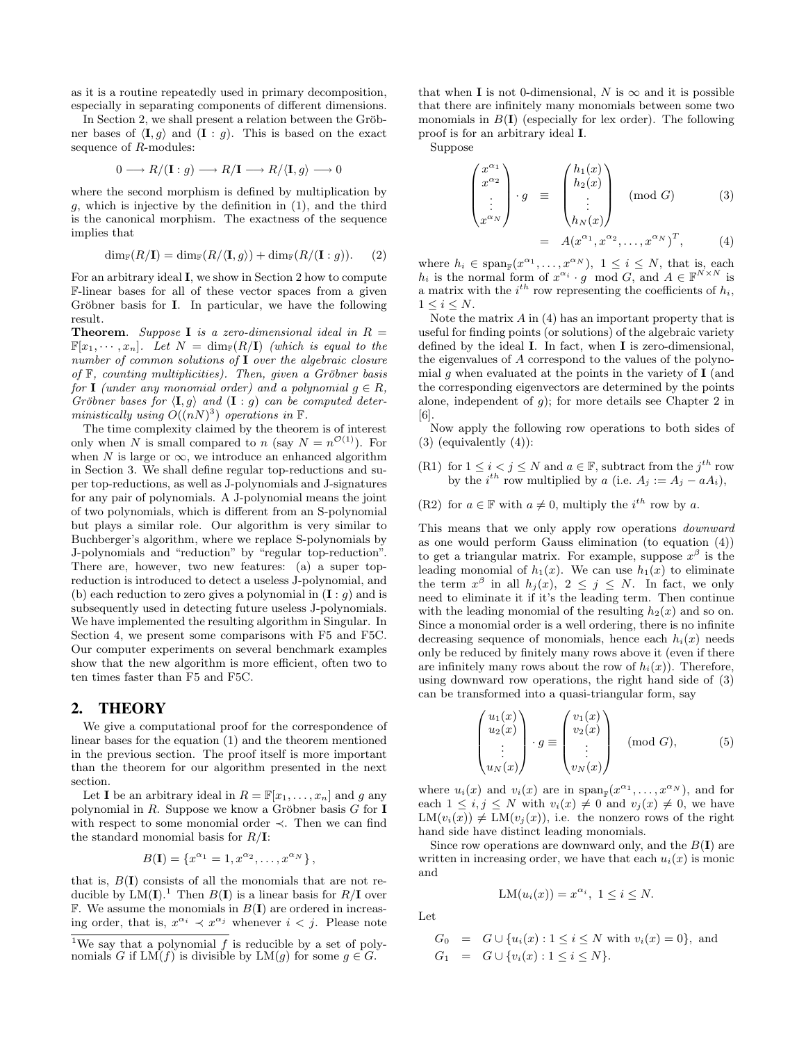as it is a routine repeatedly used in primary decomposition, especially in separating components of different dimensions.

In Section 2, we shall present a relation between the Gröbner bases of $\langle \mathbf{I}, g\rangle$ and $(\mathbf{I} : g)$. This is based on the exact sequence of $R$-modules:

$$0 \longrightarrow R/(\mathbf{I} : g) \longrightarrow R/\mathbf{I} \longrightarrow R/\langle \mathbf{I}, g\rangle \longrightarrow 0$$

where the second morphism is defined by multiplication by $g$, which is injective by the definition in (1), and the third is the canonical morphism. The exactness of the sequence implies that

$$\dim_{\mathbb{F}}(R/\mathbf{I}) = \dim_{\mathbb{F}}(R/\langle \mathbf{I}, g\rangle) + \dim_{\mathbb{F}}(R/(\mathbf{I} : g)). \quad (2)$$

For an arbitrary ideal $\mathbf{I}$, we show in Section 2 how to compute $\mathbb{F}$-linear bases for all of these vector spaces from a given Gröbner basis for $\mathbf{I}$. In particular, we have the following result.

**Theorem**. *Suppose $\mathbf{I}$ is a zero-dimensional ideal in $R = \mathbb{F}[x_1, \cdots, x_n]$. Let $N = \dim_{\mathbb{F}}(R/\mathbf{I})$ (which is equal to the number of common solutions of $\mathbf{I}$ over the algebraic closure of $\mathbb{F}$, counting multiplicities). Then, given a Gröbner basis for $\mathbf{I}$ (under any monomial order) and a polynomial $g \in R$, Gröbner bases for $\langle \mathbf{I}, g\rangle$ and $(\mathbf{I} : g)$ can be computed deterministically using $O((nN)^3)$ operations in $\mathbb{F}$.*

The time complexity claimed by the theorem is of interest only when $N$ is small compared to $n$ (say $N = n^{\mathcal{O}(1)}$). For when $N$ is large or $\infty$, we introduce an enhanced algorithm in Section 3. We shall define regular top-reductions and super top-reductions, as well as J-polynomials and J-signatures for any pair of polynomials. A J-polynomial means the joint of two polynomials, which is different from an S-polynomial but plays a similar role. Our algorithm is very similar to Buchberger's algorithm, where we replace S-polynomials by J-polynomials and "reduction" by "regular top-reduction". There are, however, two new features: (a) a super top-reduction is introduced to detect a useless J-polynomial, and (b) each reduction to zero gives a polynomial in $(\mathbf{I} : g)$ and is subsequently used in detecting future useless J-polynomials. We have implemented the resulting algorithm in Singular. In Section 4, we present some comparisons with F5 and F5C. Our computer experiments on several benchmark examples show that the new algorithm is more efficient, often two to ten times faster than F5 and F5C.

## 2. THEORY

We give a computational proof for the correspondence of linear bases for the equation (1) and the theorem mentioned in the previous section. The proof itself is more important than the theorem for our algorithm presented in the next section.

Let $\mathbf{I}$ be an arbitrary ideal in $R = \mathbb{F}[x_1, \ldots, x_n]$ and $g$ any polynomial in $R$. Suppose we know a Gröbner basis $G$ for $\mathbf{I}$ with respect to some monomial order $\prec$. Then we can find the standard monomial basis for $R/\mathbf{I}$:

$$B(\mathbf{I}) = \{x^{\alpha_1} = 1, x^{\alpha_2}, \ldots, x^{\alpha_N}\},$$

that is, $B(\mathbf{I})$ consists of all the monomials that are not reducible by $\mathrm{LM}(\mathbf{I})$.[1] Then $B(\mathbf{I})$ is a linear basis for $R/\mathbf{I}$ over $\mathbb{F}$. We assume the monomials in $B(\mathbf{I})$ are ordered in increasing order, that is, $x^{\alpha_i} \prec x^{\alpha_j}$ whenever $i < j$. Please note that when $\mathbf{I}$ is not 0-dimensional, $N$ is $\infty$ and it is possible that there are infinitely many monomials between some two monomials in $B(\mathbf{I})$ (especially for lex order). The following proof is for an arbitrary ideal $\mathbf{I}$.

Suppose

$$\begin{pmatrix} x^{\alpha_1} \\ x^{\alpha_2} \\ \vdots \\ x^{\alpha_N} \end{pmatrix} \cdot g \equiv \begin{pmatrix} h_1(x) \\ h_2(x) \\ \vdots \\ h_N(x) \end{pmatrix} \pmod{G} \quad (3)$$

$$= A(x^{\alpha_1}, x^{\alpha_2}, \ldots, x^{\alpha_N})^T, \quad (4)$$

where $h_i \in \mathrm{span}_{\mathbb{F}}(x^{\alpha_1}, \ldots, x^{\alpha_N})$, $1 \le i \le N$, that is, each $h_i$ is the normal form of $x^{\alpha_i} \cdot g \mod G$, and $A \in \mathbb{F}^{N\times N}$ is a matrix with the $i^{th}$ row representing the coefficients of $h_i$, $1 \le i \le N$.

Note the matrix $A$ in (4) has an important property that is useful for finding points (or solutions) of the algebraic variety defined by the ideal $\mathbf{I}$. In fact, when $\mathbf{I}$ is zero-dimensional, the eigenvalues of $A$ correspond to the values of the polynomial $g$ when evaluated at the points in the variety of $\mathbf{I}$ (and the corresponding eigenvectors are determined by the points alone, independent of $g$); for more details see Chapter 2 in [6].

Now apply the following row operations to both sides of (3) (equivalently (4)):

(R1) for $1 \le i < j \le N$ and $a \in \mathbb{F}$, subtract from the $j^{th}$ row by the $i^{th}$ row multiplied by $a$ (i.e. $A_j := A_j - aA_i$),

(R2) for $a \in \mathbb{F}$ with $a \ne 0$, multiply the $i^{th}$ row by $a$.

This means that we only apply row operations *downward* as one would perform Gauss elimination (to equation (4)) to get a triangular matrix. For example, suppose $x^{\beta}$ is the leading monomial of $h_1(x)$. We can use $h_1(x)$ to eliminate the term $x^{\beta}$ in all $h_j(x)$, $2 \le j \le N$. In fact, we only need to eliminate it if it's the leading term. Then continue with the leading monomial of the resulting $h_2(x)$ and so on. Since a monomial order is a well ordering, there is no infinite decreasing sequence of monomials, hence each $h_i(x)$ needs only be reduced by finitely many rows above it (even if there are infinitely many rows about the row of $h_i(x)$). Therefore, using downward row operations, the right hand side of (3) can be transformed into a quasi-triangular form, say

$$\begin{pmatrix} u_1(x) \\ u_2(x) \\ \vdots \\ u_N(x) \end{pmatrix} \cdot g \equiv \begin{pmatrix} v_1(x) \\ v_2(x) \\ \vdots \\ v_N(x) \end{pmatrix} \pmod{G}, \quad (5)$$

where $u_i(x)$ and $v_i(x)$ are in $\mathrm{span}_{\mathbb{F}}(x^{\alpha_1}, \ldots, x^{\alpha_N})$, and for each $1 \le i, j \le N$ with $v_i(x) \ne 0$ and $v_j(x) \ne 0$, we have $\mathrm{LM}(v_i(x)) \ne \mathrm{LM}(v_j(x))$, i.e. the nonzero rows of the right hand side have distinct leading monomials.

Since row operations are downward only, and the $B(\mathbf{I})$ are written in increasing order, we have that each $u_i(x)$ is monic and

$$\mathrm{LM}(u_i(x)) = x^{\alpha_i}, \ 1 \le i \le N.$$

Let

$$G_0 = G \cup \{u_i(x) : 1 \le i \le N \text{ with } v_i(x) = 0\}, \text{ and}$$
$$G_1 = G \cup \{v_i(x) : 1 \le i \le N\}.$$

[1] We say that a polynomial $f$ is reducible by a set of polynomials $G$ if $\mathrm{LM}(f)$ is divisible by $\mathrm{LM}(g)$ for some $g \in G$.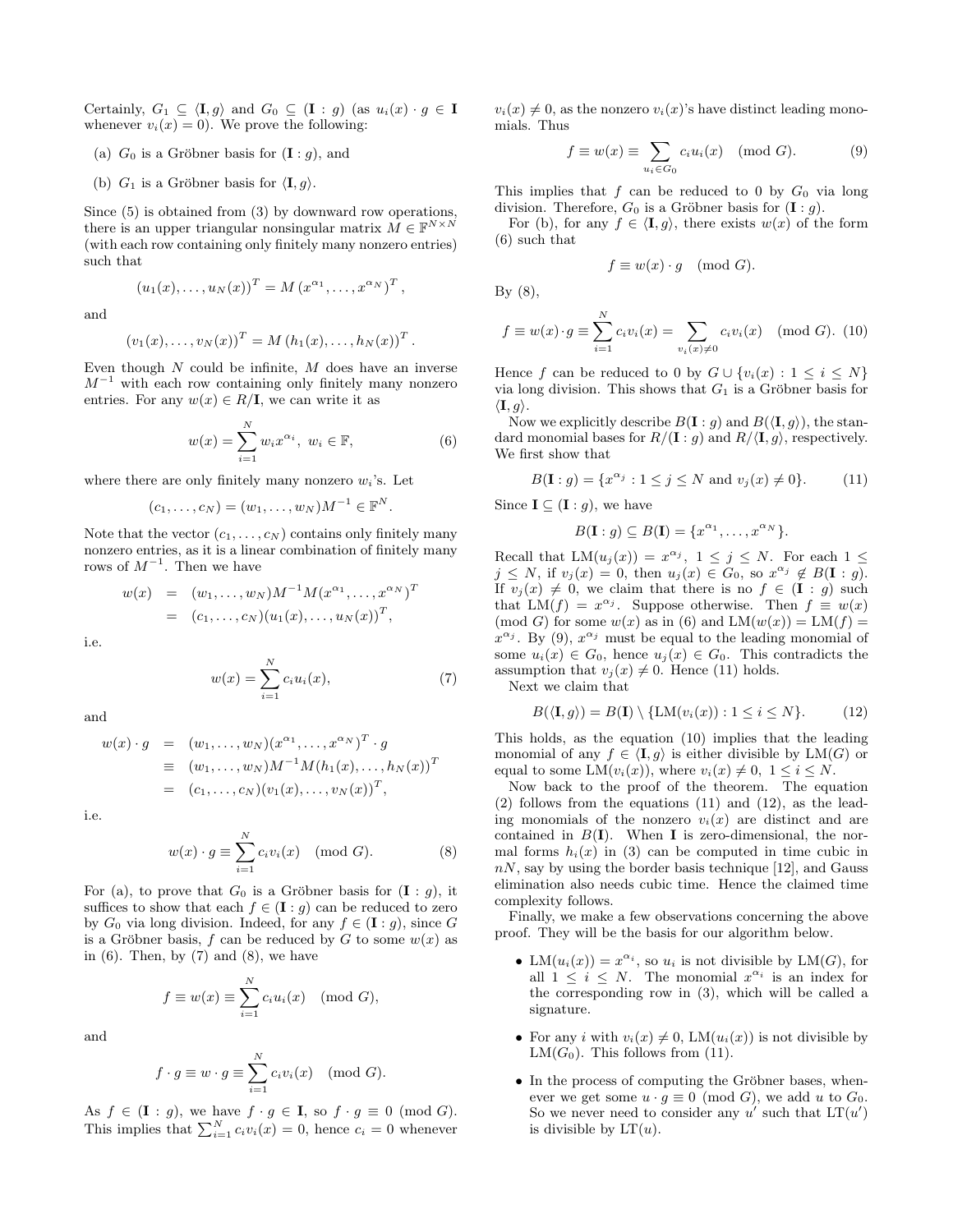Certainly, $G_1 \subseteq \langle \mathbf{I}, g\rangle$ and $G_0 \subseteq (\mathbf{I} : g)$ (as $u_i(x) \cdot g \in \mathbf{I}$ whenever $v_i(x) = 0$). We prove the following:

(a) $G_0$ is a Gröbner basis for $(\mathbf{I} : g)$, and

(b) $G_1$ is a Gröbner basis for $\langle \mathbf{I}, g\rangle$.

Since (5) is obtained from (3) by downward row operations, there is an upper triangular nonsingular matrix $M \in \mathbb{F}^{N\times N}$ (with each row containing only finitely many nonzero entries) such that

$$(u_1(x), \ldots, u_N(x))^T = M\,(x^{\alpha_1}, \ldots, x^{\alpha_N})^T,$$

and

$$(v_1(x), \ldots, v_N(x))^T = M\,(h_1(x), \ldots, h_N(x))^T.$$

Even though $N$ could be infinite, $M$ does have an inverse $M^{-1}$ with each row containing only finitely many nonzero entries. For any $w(x) \in R/\mathbf{I}$, we can write it as

$$w(x) = \sum_{i=1}^{N} w_i x^{\alpha_i},\ w_i \in \mathbb{F}, \tag{6}$$

where there are only finitely many nonzero $w_i$'s. Let

$$(c_1, \ldots, c_N) = (w_1, \ldots, w_N)M^{-1} \in \mathbb{F}^N.$$

Note that the vector $(c_1, \ldots, c_N)$ contains only finitely many nonzero entries, as it is a linear combination of finitely many rows of $M^{-1}$. Then we have

$$\begin{aligned} w(x) &= (w_1, \ldots, w_N)M^{-1}M(x^{\alpha_1}, \ldots, x^{\alpha_N})^T \\ &= (c_1, \ldots, c_N)(u_1(x), \ldots, u_N(x))^T, \end{aligned}$$

i.e.

$$w(x) = \sum_{i=1}^{N} c_i u_i(x), \tag{7}$$

and

$$\begin{aligned} w(x)\cdot g &= (w_1, \ldots, w_N)(x^{\alpha_1}, \ldots, x^{\alpha_N})^T \cdot g \\ &\equiv (w_1, \ldots, w_N)M^{-1}M(h_1(x), \ldots, h_N(x))^T \\ &= (c_1, \ldots, c_N)(v_1(x), \ldots, v_N(x))^T, \end{aligned}$$

i.e.

$$w(x)\cdot g \equiv \sum_{i=1}^{N} c_i v_i(x) \pmod{G}. \tag{8}$$

For (a), to prove that $G_0$ is a Gröbner basis for $(\mathbf{I} : g)$, it suffices to show that each $f \in (\mathbf{I} : g)$ can be reduced to zero by $G_0$ via long division. Indeed, for any $f \in (\mathbf{I} : g)$, since $G$ is a Gröbner basis, $f$ can be reduced by $G$ to some $w(x)$ as in (6). Then, by (7) and (8), we have

$$f \equiv w(x) \equiv \sum_{i=1}^{N} c_i u_i(x) \pmod{G},$$

and

$$f\cdot g \equiv w\cdot g \equiv \sum_{i=1}^{N} c_i v_i(x) \pmod{G}.$$

As $f \in (\mathbf{I} : g)$, we have $f \cdot g \in \mathbf{I}$, so $f \cdot g \equiv 0 \pmod{G}$. This implies that $\sum_{i=1}^{N} c_i v_i(x) = 0$, hence $c_i = 0$ whenever $v_i(x) \neq 0$, as the nonzero $v_i(x)$'s have distinct leading monomials. Thus

$$f \equiv w(x) \equiv \sum_{u_i\in G_0} c_i u_i(x) \pmod{G}. \tag{9}$$

This implies that $f$ can be reduced to 0 by $G_0$ via long division. Therefore, $G_0$ is a Gröbner basis for $(\mathbf{I} : g)$.

For (b), for any $f \in \langle \mathbf{I}, g\rangle$, there exists $w(x)$ of the form (6) such that

$$f \equiv w(x)\cdot g \pmod{G}.$$

By (8),

$$f \equiv w(x)\cdot g \equiv \sum_{i=1}^{N} c_i v_i(x) = \sum_{v_i(x)\neq 0} c_i v_i(x) \pmod{G}. \tag{10}$$

Hence $f$ can be reduced to 0 by $G \cup \{v_i(x) : 1 \le i \le N\}$ via long division. This shows that $G_1$ is a Gröbner basis for $\langle \mathbf{I}, g\rangle$.

Now we explicitly describe $B(\mathbf{I} : g)$ and $B(\langle \mathbf{I}, g\rangle)$, the standard monomial bases for $R/(\mathbf{I} : g)$ and $R/\langle \mathbf{I}, g\rangle$, respectively. We first show that

$$B(\mathbf{I} : g) = \{x^{\alpha_j} : 1 \le j \le N \text{ and } v_j(x) \neq 0\}. \tag{11}$$

Since $\mathbf{I} \subseteq (\mathbf{I} : g)$, we have

$$B(\mathbf{I} : g) \subseteq B(\mathbf{I}) = \{x^{\alpha_1}, \ldots, x^{\alpha_N}\}.$$

Recall that $\mathrm{LM}(u_j(x)) = x^{\alpha_j}$, $1 \le j \le N$. For each $1 \le j \le N$, if $v_j(x) = 0$, then $u_j(x) \in G_0$, so $x^{\alpha_j} \notin B(\mathbf{I} : g)$. If $v_j(x) \neq 0$, we claim that there is no $f \in (\mathbf{I} : g)$ such that $\mathrm{LM}(f) = x^{\alpha_j}$. Suppose otherwise. Then $f \equiv w(x) \pmod{G}$ for some $w(x)$ as in (6) and $\mathrm{LM}(w(x)) = \mathrm{LM}(f) = x^{\alpha_j}$. By (9), $x^{\alpha_j}$ must be equal to the leading monomial of some $u_i(x) \in G_0$, hence $u_j(x) \in G_0$. This contradicts the assumption that $v_j(x) \neq 0$. Hence (11) holds.

Next we claim that

$$B(\langle \mathbf{I}, g\rangle) = B(\mathbf{I}) \setminus \{\mathrm{LM}(v_i(x)) : 1 \le i \le N\}. \tag{12}$$

This holds, as the equation (10) implies that the leading monomial of any $f \in \langle \mathbf{I}, g\rangle$ is either divisible by $\mathrm{LM}(G)$ or equal to some $\mathrm{LM}(v_i(x))$, where $v_i(x) \neq 0$, $1 \le i \le N$.

Now back to the proof of the theorem. The equation (2) follows from the equations (11) and (12), as the leading monomials of the nonzero $v_i(x)$ are distinct and are contained in $B(\mathbf{I})$. When $\mathbf{I}$ is zero-dimensional, the normal forms $h_i(x)$ in (3) can be computed in time cubic in $nN$, say by using the border basis technique [12], and Gauss elimination also needs cubic time. Hence the claimed time complexity follows.

Finally, we make a few observations concerning the above proof. They will be the basis for our algorithm below.

- $\mathrm{LM}(u_i(x)) = x^{\alpha_i}$, so $u_i$ is not divisible by $\mathrm{LM}(G)$, for all $1 \le i \le N$. The monomial $x^{\alpha_i}$ is an index for the corresponding row in (3), which will be called a signature.
- For any $i$ with $v_i(x) \neq 0$, $\mathrm{LM}(u_i(x))$ is not divisible by $\mathrm{LM}(G_0)$. This follows from (11).
- In the process of computing the Gröbner bases, whenever we get some $u \cdot g \equiv 0 \pmod{G}$, we add $u$ to $G_0$. So we never need to consider any $u'$ such that $\mathrm{LT}(u')$ is divisible by $\mathrm{LT}(u)$.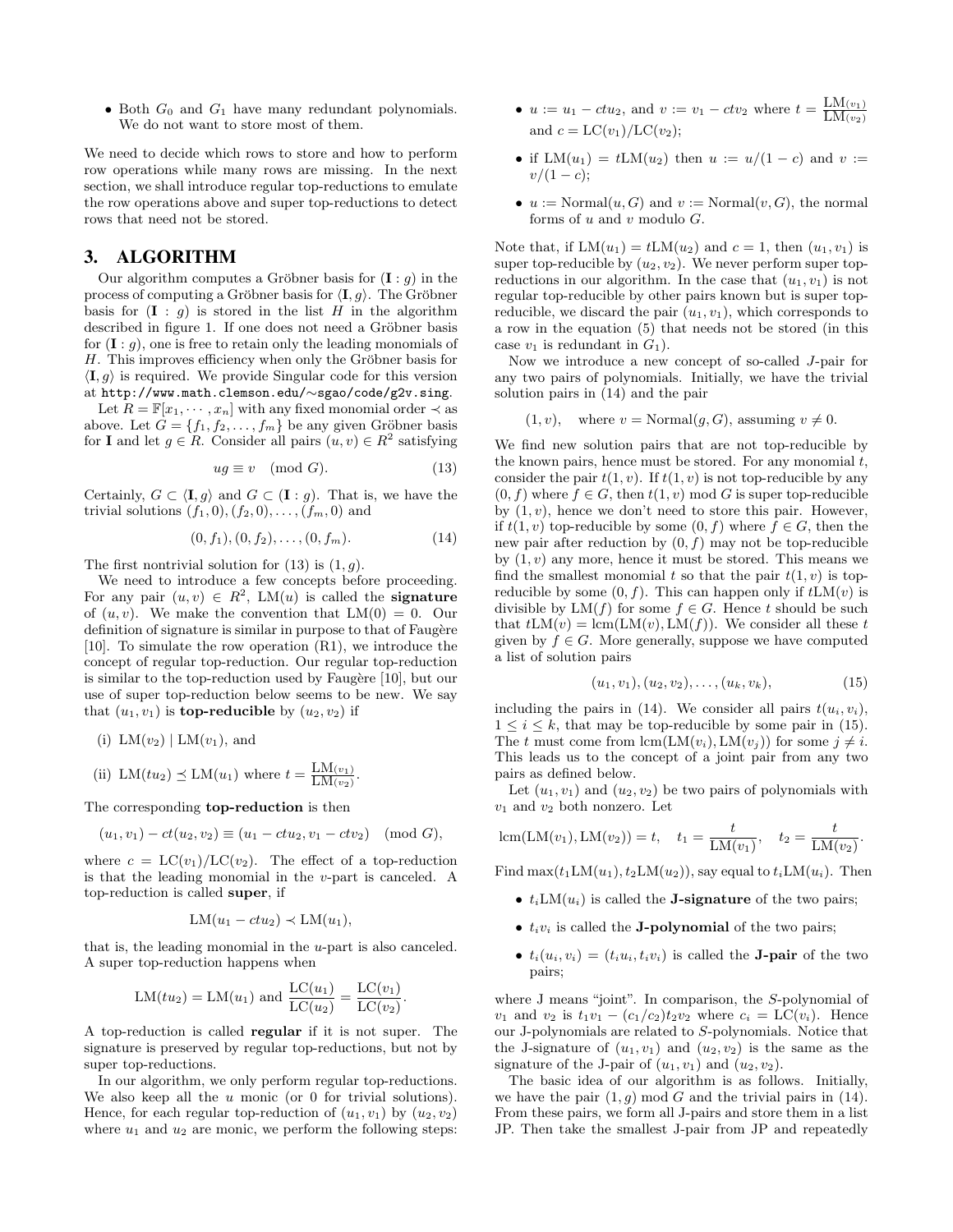- Both $G_0$ and $G_1$ have many redundant polynomials. We do not want to store most of them.

We need to decide which rows to store and how to perform row operations while many rows are missing. In the next section, we shall introduce regular top-reductions to emulate the row operations above and super top-reductions to detect rows that need not be stored.

## 3. ALGORITHM

Our algorithm computes a Gröbner basis for $(\mathbf{I} : g)$ in the process of computing a Gröbner basis for $\langle \mathbf{I}, g \rangle$. The Gröbner basis for $(\mathbf{I} : g)$ is stored in the list $H$ in the algorithm described in figure 1. If one does not need a Gröbner basis for $(\mathbf{I} : g)$, one is free to retain only the leading monomials of $H$. This improves efficiency when only the Gröbner basis for $\langle \mathbf{I}, g \rangle$ is required. We provide Singular code for this version at http://www.math.clemson.edu/∼sgao/code/g2v.sing.

Let $R = \mathbb{F}[x_1, \cdots, x_n]$ with any fixed monomial order $\prec$ as above. Let $G = \{f_1, f_2, \ldots, f_m\}$ be any given Gröbner basis for $\mathbf{I}$ and let $g \in R$. Consider all pairs $(u, v) \in R^2$ satisfying

$$ug \equiv v \pmod{G}. \tag{13}$$

Certainly, $G \subset \langle \mathbf{I}, g \rangle$ and $G \subset (\mathbf{I} : g)$. That is, we have the trivial solutions $(f_1, 0), (f_2, 0), \ldots, (f_m, 0)$ and

$$(0, f_1), (0, f_2), \ldots, (0, f_m). \tag{14}$$

The first nontrivial solution for (13) is $(1, g)$.

We need to introduce a few concepts before proceeding. For any pair $(u, v) \in R^2$, $\mathrm{LM}(u)$ is called the **signature** of $(u, v)$. We make the convention that $\mathrm{LM}(0) = 0$. Our definition of signature is similar in purpose to that of Faugère [10]. To simulate the row operation (R1), we introduce the concept of regular top-reduction. Our regular top-reduction is similar to the top-reduction used by Faugère [10], but our use of super top-reduction below seems to be new. We say that $(u_1, v_1)$ is **top-reducible** by $(u_2, v_2)$ if

(i) $\mathrm{LM}(v_2) \mid \mathrm{LM}(v_1)$, and

(ii) $\mathrm{LM}(tu_2) \preceq \mathrm{LM}(u_1)$ where $t = \frac{\mathrm{LM}(v_1)}{\mathrm{LM}(v_2)}$.

The corresponding **top-reduction** is then

$$(u_1, v_1) - ct(u_2, v_2) \equiv (u_1 - ctu_2, v_1 - ctv_2) \pmod{G},$$

where $c = \mathrm{LC}(v_1)/\mathrm{LC}(v_2)$. The effect of a top-reduction is that the leading monomial in the $v$-part is canceled. A top-reduction is called **super**, if

$$\mathrm{LM}(u_1 - ctu_2) \prec \mathrm{LM}(u_1),$$

that is, the leading monomial in the $u$-part is also canceled. A super top-reduction happens when

$$\mathrm{LM}(tu_2) = \mathrm{LM}(u_1) \text{ and } \frac{\mathrm{LC}(u_1)}{\mathrm{LC}(u_2)} = \frac{\mathrm{LC}(v_1)}{\mathrm{LC}(v_2)}.$$

A top-reduction is called **regular** if it is not super. The signature is preserved by regular top-reductions, but not by super top-reductions.

In our algorithm, we only perform regular top-reductions. We also keep all the $u$ monic (or 0 for trivial solutions). Hence, for each regular top-reduction of $(u_1, v_1)$ by $(u_2, v_2)$ where $u_1$ and $u_2$ are monic, we perform the following steps:

- $u := u_1 - ctu_2$, and $v := v_1 - ctv_2$ where $t = \frac{\mathrm{LM}(v_1)}{\mathrm{LM}(v_2)}$ and $c = \mathrm{LC}(v_1)/\mathrm{LC}(v_2)$;
- if $\mathrm{LM}(u_1) = t\mathrm{LM}(u_2)$ then $u := u/(1-c)$ and $v := v/(1-c)$;
- $u := \mathrm{Normal}(u, G)$ and $v := \mathrm{Normal}(v, G)$, the normal forms of $u$ and $v$ modulo $G$.

Note that, if $\mathrm{LM}(u_1) = t\mathrm{LM}(u_2)$ and $c = 1$, then $(u_1, v_1)$ is super top-reducible by $(u_2, v_2)$. We never perform super top-reductions in our algorithm. In the case that $(u_1, v_1)$ is not regular top-reducible by other pairs known but is super top-reducible, we discard the pair $(u_1, v_1)$, which corresponds to a row in the equation (5) that needs not be stored (in this case $v_1$ is redundant in $G_1$).

Now we introduce a new concept of so-called $J$-pair for any two pairs of polynomials. Initially, we have the trivial solution pairs in (14) and the pair

$$(1, v), \quad \text{where } v = \mathrm{Normal}(g, G), \text{ assuming } v \neq 0.$$

We find new solution pairs that are not top-reducible by the known pairs, hence must be stored. For any monomial $t$, consider the pair $t(1, v)$. If $t(1, v)$ is not top-reducible by any $(0, f)$ where $f \in G$, then $t(1, v) \bmod G$ is super top-reducible by $(1, v)$, hence we don't need to store this pair. However, if $t(1, v)$ top-reducible by some $(0, f)$ where $f \in G$, then the new pair after reduction by $(0, f)$ may not be top-reducible by $(1, v)$ any more, hence it must be stored. This means we find the smallest monomial $t$ so that the pair $t(1, v)$ is top-reducible by some $(0, f)$. This can happen only if $t\mathrm{LM}(v)$ is divisible by $\mathrm{LM}(f)$ for some $f \in G$. Hence $t$ should be such that $t\mathrm{LM}(v) = \mathrm{lcm}(\mathrm{LM}(v), \mathrm{LM}(f))$. We consider all these $t$ given by $f \in G$. More generally, suppose we have computed a list of solution pairs

$$(u_1, v_1), (u_2, v_2), \ldots, (u_k, v_k), \tag{15}$$

including the pairs in (14). We consider all pairs $t(u_i, v_i)$, $1 \le i \le k$, that may be top-reducible by some pair in (15). The $t$ must come from $\mathrm{lcm}(\mathrm{LM}(v_i), \mathrm{LM}(v_j))$ for some $j \neq i$. This leads us to the concept of a joint pair from any two pairs as defined below.

Let $(u_1, v_1)$ and $(u_2, v_2)$ be two pairs of polynomials with $v_1$ and $v_2$ both nonzero. Let

$$\mathrm{lcm}(\mathrm{LM}(v_1), \mathrm{LM}(v_2)) = t, \quad t_1 = \frac{t}{\mathrm{LM}(v_1)}, \quad t_2 = \frac{t}{\mathrm{LM}(v_2)}.$$

Find $\max(t_1\mathrm{LM}(u_1), t_2\mathrm{LM}(u_2))$, say equal to $t_i\mathrm{LM}(u_i)$. Then

- $t_i\mathrm{LM}(u_i)$ is called the **J-signature** of the two pairs;
- $t_iv_i$ is called the **J-polynomial** of the two pairs;
- $t_i(u_i, v_i) = (t_iu_i, t_iv_i)$ is called the **J-pair** of the two pairs;

where J means "joint". In comparison, the $S$-polynomial of $v_1$ and $v_2$ is $t_1v_1 - (c_1/c_2)t_2v_2$ where $c_i = \mathrm{LC}(v_i)$. Hence our J-polynomials are related to $S$-polynomials. Notice that the J-signature of $(u_1, v_1)$ and $(u_2, v_2)$ is the same as the signature of the J-pair of $(u_1, v_1)$ and $(u_2, v_2)$.

The basic idea of our algorithm is as follows. Initially, we have the pair $(1, g) \bmod G$ and the trivial pairs in (14). From these pairs, we form all J-pairs and store them in a list JP. Then take the smallest J-pair from JP and repeatedly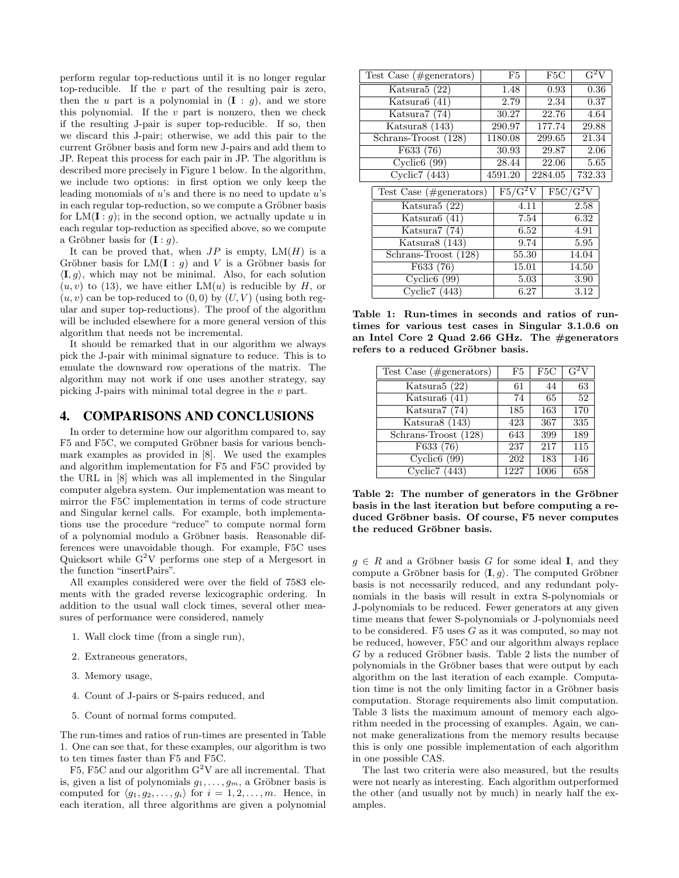perform regular top-reductions until it is no longer regular top-reducible. If the $v$ part of the resulting pair is zero, then the $u$ part is a polynomial in $(\mathbf{I} : g)$, and we store this polynomial. If the $v$ part is nonzero, then we check if the resulting J-pair is super top-reducible. If so, then we discard this J-pair; otherwise, we add this pair to the current Gröbner basis and form new J-pairs and add them to JP. Repeat this process for each pair in JP. The algorithm is described more precisely in Figure 1 below. In the algorithm, we include two options: in first option we only keep the leading monomials of $u$'s and there is no need to update $u$'s in each regular top-reduction, so we compute a Gröbner basis for $\mathrm{LM}(\mathbf{I} : g)$; in the second option, we actually update $u$ in each regular top-reduction as specified above, so we compute a Gröbner basis for $(\mathbf{I} : g)$.

It can be proved that, when $JP$ is empty, $\mathrm{LM}(H)$ is a Gröbner basis for $\mathrm{LM}(\mathbf{I} : g)$ and $V$ is a Gröbner basis for $\langle \mathbf{I}, g\rangle$, which may not be minimal. Also, for each solution $(u, v)$ to (13), we have either $\mathrm{LM}(u)$ is reducible by $H$, or $(u, v)$ can be top-reduced to $(0, 0)$ by $(U, V)$ (using both regular and super top-reductions). The proof of the algorithm will be included elsewhere for a more general version of this algorithm that needs not be incremental.

It should be remarked that in our algorithm we always pick the J-pair with minimal signature to reduce. This is to emulate the downward row operations of the matrix. The algorithm may not work if one uses another strategy, say picking J-pairs with minimal total degree in the $v$ part.

## 4. COMPARISONS AND CONCLUSIONS

In order to determine how our algorithm compared to, say F5 and F5C, we computed Gröbner basis for various benchmark examples as provided in [8]. We used the examples and algorithm implementation for F5 and F5C provided by the URL in [8] which was all implemented in the Singular computer algebra system. Our implementation was meant to mirror the F5C implementation in terms of code structure and Singular kernel calls. For example, both implementations use the procedure "reduce" to compute normal form of a polynomial modulo a Gröbner basis. Reasonable differences were unavoidable though. For example, F5C uses Quicksort while $\mathrm{G^2V}$ performs one step of a Mergesort in the function "insertPairs".

All examples considered were over the field of 7583 elements with the graded reverse lexicographic ordering. In addition to the usual wall clock times, several other measures of performance were considered, namely

1. Wall clock time (from a single run),
2. Extraneous generators,
3. Memory usage,
4. Count of J-pairs or S-pairs reduced, and
5. Count of normal forms computed.

The run-times and ratios of run-times are presented in Table 1. One can see that, for these examples, our algorithm is two to ten times faster than F5 and F5C.

F5, F5C and our algorithm $\mathrm{G^2V}$ are all incremental. That is, given a list of polynomials $g_1, \ldots, g_m$, a Gröbner basis is computed for $\langle g_1, g_2, \ldots, g_i\rangle$ for $i = 1, 2, \ldots, m$. Hence, in each iteration, all three algorithms are given a polynomial $g \in R$ and a Gröbner basis $G$ for some ideal $\mathbf{I}$, and they compute a Gröbner basis for $\langle \mathbf{I}, g\rangle$. The computed Gröbner basis is not necessarily reduced, and any redundant polynomials in the basis will result in extra S-polynomials or J-polynomials to be reduced. Fewer generators at any given time means that fewer S-polynomials or J-polynomials need to be considered. F5 uses $G$ as it was computed, so may not be reduced, however, F5C and our algorithm always replace $G$ by a reduced Gröbner basis. Table 2 lists the number of polynomials in the Gröbner bases that were output by each algorithm on the last iteration of each example. Computation time is not the only limiting factor in a Gröbner basis computation. Storage requirements also limit computation. Table 3 lists the maximum amount of memory each algorithm needed in the processing of examples. Again, we cannot make generalizations from the memory results because this is only one possible implementation of each algorithm in one possible CAS.

The last two criteria were also measured, but the results were not nearly as interesting. Each algorithm outperformed the other (and usually not by much) in nearly half the examples.

| Test Case (#generators) | F5 | F5C | $\mathrm{G^2V}$ |
|---|---|---|---|
| Katsura5 (22) | 1.48 | 0.93 | 0.36 |
| Katsura6 (41) | 2.79 | 2.34 | 0.37 |
| Katsura7 (74) | 30.27 | 22.76 | 4.64 |
| Katsura8 (143) | 290.97 | 177.74 | 29.88 |
| Schrans-Troost (128) | 1180.08 | 299.65 | 21.34 |
| F633 (76) | 30.93 | 29.87 | 2.06 |
| Cyclic6 (99) | 28.44 | 22.06 | 5.65 |
| Cyclic7 (443) | 4591.20 | 2284.05 | 732.33 |

| Test Case (#generators) | $\mathrm{F5/G^2V}$ | $\mathrm{F5C/G^2V}$ |
|---|---|---|
| Katsura5 (22) | 4.11 | 2.58 |
| Katsura6 (41) | 7.54 | 6.32 |
| Katsura7 (74) | 6.52 | 4.91 |
| Katsura8 (143) | 9.74 | 5.95 |
| Schrans-Troost (128) | 55.30 | 14.04 |
| F633 (76) | 15.01 | 14.50 |
| Cyclic6 (99) | 5.03 | 3.90 |
| Cyclic7 (443) | 6.27 | 3.12 |

**Table 1: Run-times in seconds and ratios of run-times for various test cases in Singular 3.1.0.6 on an Intel Core 2 Quad 2.66 GHz. The #generators refers to a reduced Gröbner basis.**

| Test Case (#generators) | F5 | F5C | $\mathrm{G^2V}$ |
|---|---|---|---|
| Katsura5 (22) | 61 | 44 | 63 |
| Katsura6 (41) | 74 | 65 | 52 |
| Katsura7 (74) | 185 | 163 | 170 |
| Katsura8 (143) | 423 | 367 | 335 |
| Schrans-Troost (128) | 643 | 399 | 189 |
| F633 (76) | 237 | 217 | 115 |
| Cyclic6 (99) | 202 | 183 | 146 |
| Cyclic7 (443) | 1227 | 1006 | 658 |

**Table 2: The number of generators in the Gröbner basis in the last iteration but before computing a reduced Gröbner basis. Of course, F5 never computes the reduced Gröbner basis.**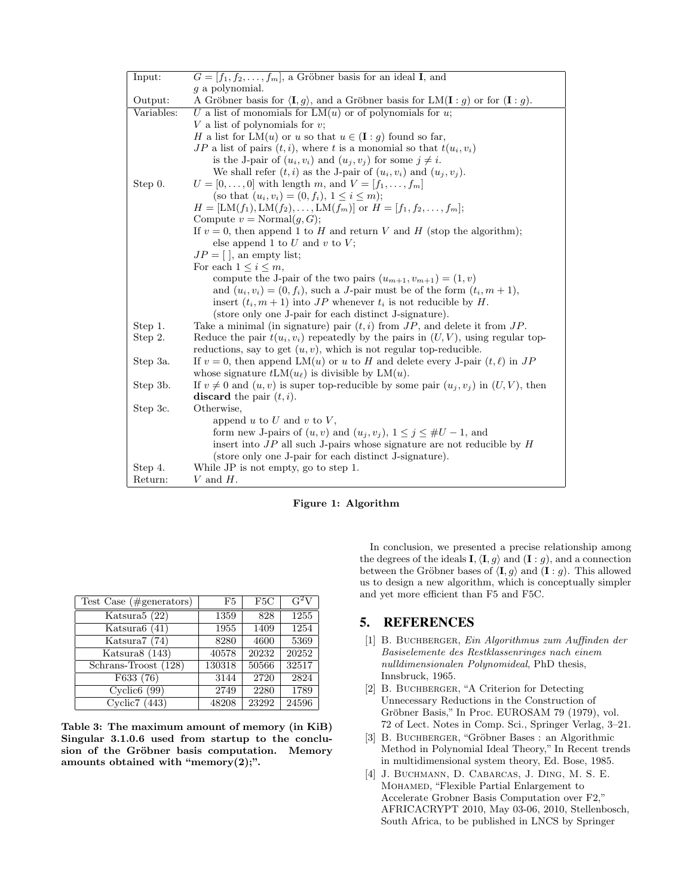| | |
|---|---|
| Input: | $G = [f_1, f_2, \ldots, f_m]$, a Gröbner basis for an ideal $\mathbf{I}$, and $g$ a polynomial. |
| Output: | A Gröbner basis for $\langle \mathbf{I}, g\rangle$, and a Gröbner basis for $\mathrm{LM}(\mathbf{I} : g)$ or for $(\mathbf{I} : g)$. |
| Variables: | $U$ a list of monomials for $\mathrm{LM}(u)$ or of polynomials for $u$; |
| | $V$ a list of polynomials for $v$; |
| | $H$ a list for $\mathrm{LM}(u)$ or $u$ so that $u \in (\mathbf{I} : g)$ found so far, |
| | $JP$ a list of pairs $(t, i)$, where $t$ is a monomial so that $t(u_i, v_i)$ is the J-pair of $(u_i, v_i)$ and $(u_j, v_j)$ for some $j \neq i$. We shall refer $(t, i)$ as the J-pair of $(u_i, v_i)$ and $(u_j, v_j)$. |
| Step 0. | $U = [0, \ldots, 0]$ with length $m$, and $V = [f_1, \ldots, f_m]$ (so that $(u_i, v_i) = (0, f_i)$, $1 \leq i \leq m$); |
| | $H = [\mathrm{LM}(f_1), \mathrm{LM}(f_2), \ldots, \mathrm{LM}(f_m)]$ or $H = [f_1, f_2, \ldots, f_m]$; |
| | Compute $v = \mathrm{Normal}(g, G)$; |
| | If $v = 0$, then append 1 to $H$ and return $V$ and $H$ (stop the algorithm); else append 1 to $U$ and $v$ to $V$; |
| | $JP = [\ ]$, an empty list; |
| | For each $1 \leq i \leq m$, compute the J-pair of the two pairs $(u_{m+1}, v_{m+1}) = (1, v)$ and $(u_i, v_i) = (0, f_i)$, such a $J$-pair must be of the form $(t_i, m+1)$, insert $(t_i, m+1)$ into $JP$ whenever $t_i$ is not reducible by $H$. (store only one J-pair for each distinct J-signature). |
| Step 1. | Take a minimal (in signature) pair $(t, i)$ from $JP$, and delete it from $JP$. |
| Step 2. | Reduce the pair $t(u_i, v_i)$ repeatedly by the pairs in $(U, V)$, using regular top-reductions, say to get $(u, v)$, which is not regular top-reducible. |
| Step 3a. | If $v = 0$, then append $\mathrm{LM}(u)$ or $u$ to $H$ and delete every J-pair $(t, \ell)$ in $JP$ whose signature $t\mathrm{LM}(u_\ell)$ is divisible by $\mathrm{LM}(u)$. |
| Step 3b. | If $v \neq 0$ and $(u, v)$ is super top-reducible by some pair $(u_j, v_j)$ in $(U, V)$, then **discard** the pair $(t, i)$. |
| Step 3c. | Otherwise, append $u$ to $U$ and $v$ to $V$, form new J-pairs of $(u, v)$ and $(u_j, v_j)$, $1 \leq j \leq \#U - 1$, and insert into $JP$ all such J-pairs whose signature are not reducible by $H$ (store only one J-pair for each distinct J-signature). |
| Step 4. | While JP is not empty, go to step 1. |
| Return: | $V$ and $H$. |

**Figure 1: Algorithm**

| Test Case (#generators) | F5 | F5C | $\mathrm{G^2V}$ |
|---|---|---|---|
| Katsura5 (22) | 1359 | 828 | 1255 |
| Katsura6 (41) | 1955 | 1409 | 1254 |
| Katsura7 (74) | 8280 | 4600 | 5369 |
| Katsura8 (143) | 40578 | 20232 | 20252 |
| Schrans-Troost (128) | 130318 | 50566 | 32517 |
| F633 (76) | 3144 | 2720 | 2824 |
| Cyclic6 (99) | 2749 | 2280 | 1789 |
| Cyclic7 (443) | 48208 | 23292 | 24596 |

**Table 3: The maximum amount of memory (in KiB) Singular 3.1.0.6 used from startup to the conclusion of the Gröbner basis computation. Memory amounts obtained with "memory(2);".**

In conclusion, we presented a precise relationship among the degrees of the ideals $\mathbf{I}$, $\langle \mathbf{I}, g\rangle$ and $(\mathbf{I} : g)$, and a connection between the Gröbner bases of $\langle \mathbf{I}, g\rangle$ and $(\mathbf{I} : g)$. This allowed us to design a new algorithm, which is conceptually simpler and yet more efficient than F5 and F5C.

## 5. REFERENCES

[1] B. Buchberger, *Ein Algorithmus zum Auffinden der Basiselemente des Restklassenringes nach einem nulldimensionalen Polynomideal*, PhD thesis, Innsbruck, 1965.

[2] B. Buchberger, "A Criterion for Detecting Unnecessary Reductions in the Construction of Gröbner Basis," In Proc. EUROSAM 79 (1979), vol. 72 of Lect. Notes in Comp. Sci., Springer Verlag, 3–21.

[3] B. Buchberger, "Gröbner Bases : an Algorithmic Method in Polynomial Ideal Theory," In Recent trends in multidimensional system theory, Ed. Bose, 1985.

[4] J. Buchmann, D. Cabarcas, J. Ding, M. S. E. Mohamed, "Flexible Partial Enlargement to Accelerate Grobner Basis Computation over F2," AFRICACRYPT 2010, May 03-06, 2010, Stellenbosch, South Africa, to be published in LNCS by Springer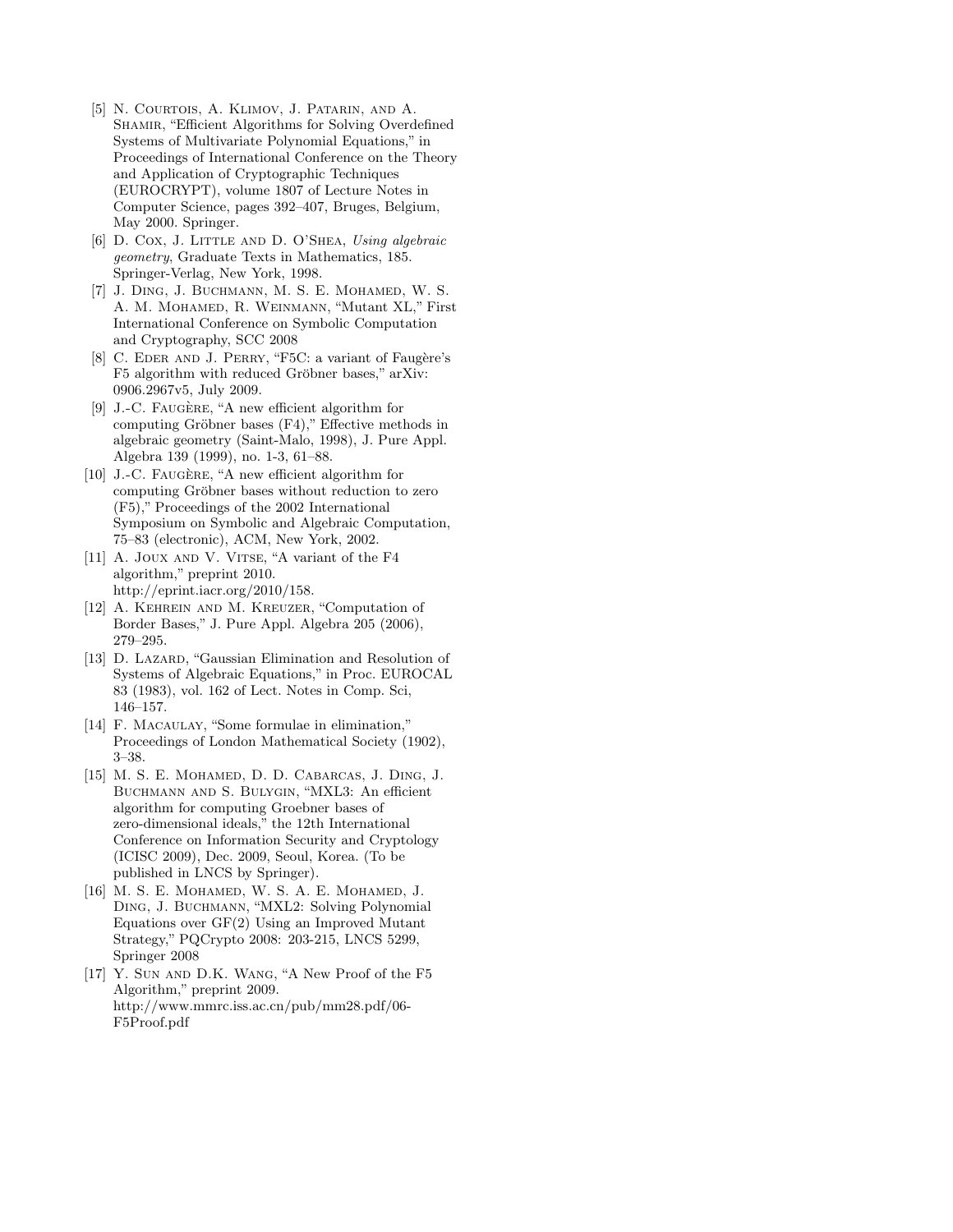[5] N. Courtois, A. Klimov, J. Patarin, and A. Shamir, "Efficient Algorithms for Solving Overdefined Systems of Multivariate Polynomial Equations," in Proceedings of International Conference on the Theory and Application of Cryptographic Techniques (EUROCRYPT), volume 1807 of Lecture Notes in Computer Science, pages 392–407, Bruges, Belgium, May 2000. Springer.

[6] D. Cox, J. Little and D. O'Shea, *Using algebraic geometry*, Graduate Texts in Mathematics, 185. Springer-Verlag, New York, 1998.

[7] J. Ding, J. Buchmann, M. S. E. Mohamed, W. S. A. M. Mohamed, R. Weinmann, "Mutant XL," First International Conference on Symbolic Computation and Cryptography, SCC 2008

[8] C. Eder and J. Perry, "F5C: a variant of Faugère's F5 algorithm with reduced Gröbner bases," arXiv: 0906.2967v5, July 2009.

[9] J.-C. Faugère, "A new efficient algorithm for computing Gröbner bases (F4)," Effective methods in algebraic geometry (Saint-Malo, 1998), J. Pure Appl. Algebra 139 (1999), no. 1-3, 61–88.

[10] J.-C. Faugère, "A new efficient algorithm for computing Gröbner bases without reduction to zero (F5)," Proceedings of the 2002 International Symposium on Symbolic and Algebraic Computation, 75–83 (electronic), ACM, New York, 2002.

[11] A. Joux and V. Vitse, "A variant of the F4 algorithm," preprint 2010. http://eprint.iacr.org/2010/158.

[12] A. Kehrein and M. Kreuzer, "Computation of Border Bases," J. Pure Appl. Algebra 205 (2006), 279–295.

[13] D. Lazard, "Gaussian Elimination and Resolution of Systems of Algebraic Equations," in Proc. EUROCAL 83 (1983), vol. 162 of Lect. Notes in Comp. Sci, 146–157.

[14] F. Macaulay, "Some formulae in elimination," Proceedings of London Mathematical Society (1902), 3–38.

[15] M. S. E. Mohamed, D. D. Cabarcas, J. Ding, J. Buchmann and S. Bulygin, "MXL3: An efficient algorithm for computing Groebner bases of zero-dimensional ideals," the 12th International Conference on Information Security and Cryptology (ICISC 2009), Dec. 2009, Seoul, Korea. (To be published in LNCS by Springer).

[16] M. S. E. Mohamed, W. S. A. E. Mohamed, J. Ding, J. Buchmann, "MXL2: Solving Polynomial Equations over GF(2) Using an Improved Mutant Strategy," PQCrypto 2008: 203-215, LNCS 5299, Springer 2008

[17] Y. Sun and D.K. Wang, "A New Proof of the F5 Algorithm," preprint 2009. http://www.mmrc.iss.ac.cn/pub/mm28.pdf/06-F5Proof.pdf